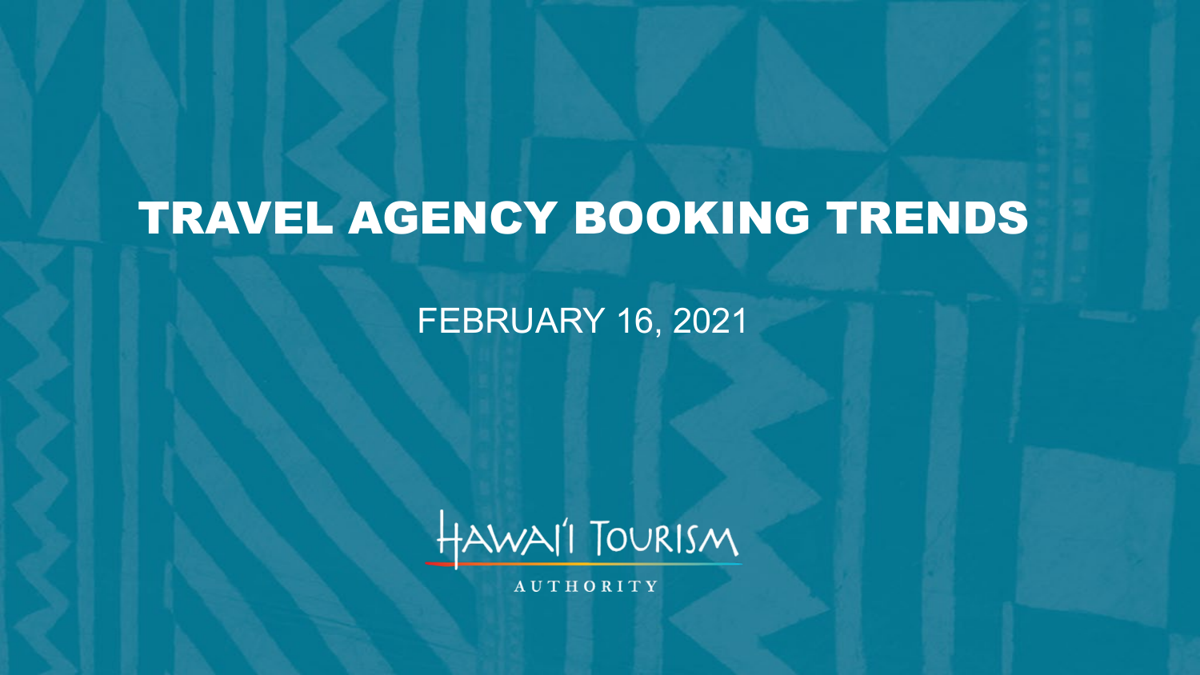# TRAVEL AGENCY BOOKING TRENDS

FEBRUARY 16, 2021

HAWAI'I TOURISM AUTHORITY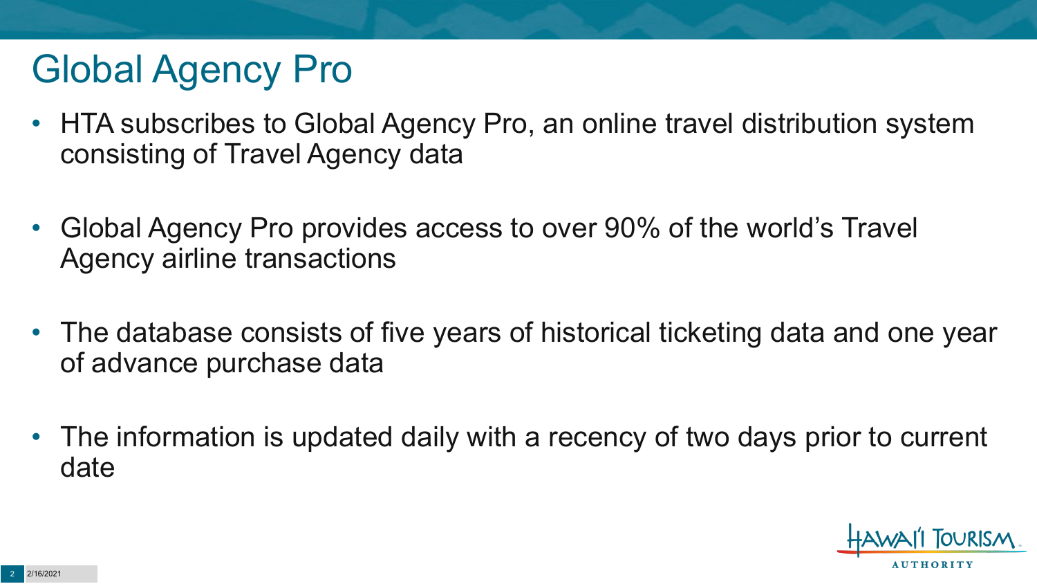# Global Agency Pro

- HTA subscribes to Global Agency Pro, an online travel distribution system consisting of Travel Agency data
- Global Agency Pro provides access to over 90% of the world's Travel Agency airline transactions
- The database consists of five years of historical ticketing data and one year of advance purchase data
- The information is updated daily with a recency of two days prior to current date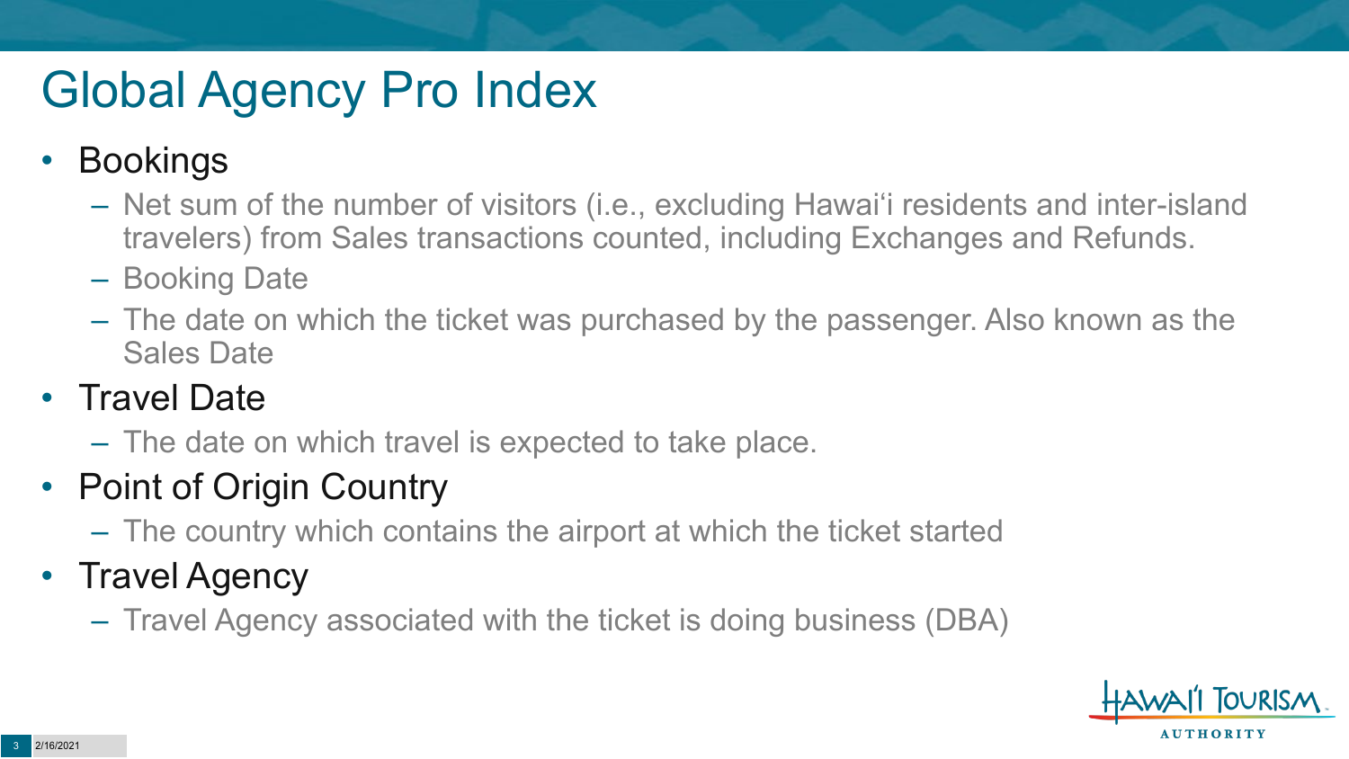# Global Agency Pro Index

- Bookings
  - Net sum of the number of visitors (i.e., excluding Hawai'i residents and inter-island travelers) from Sales transactions counted, including Exchanges and Refunds.
  - Booking Date
  - The date on which the ticket was purchased by the passenger. Also known as the Sales Date
- Travel Date
  - The date on which travel is expected to take place.
- Point of Origin Country
  - The country which contains the airport at which the ticket started
- Travel Agency
  - Travel Agency associated with the ticket is doing business (DBA)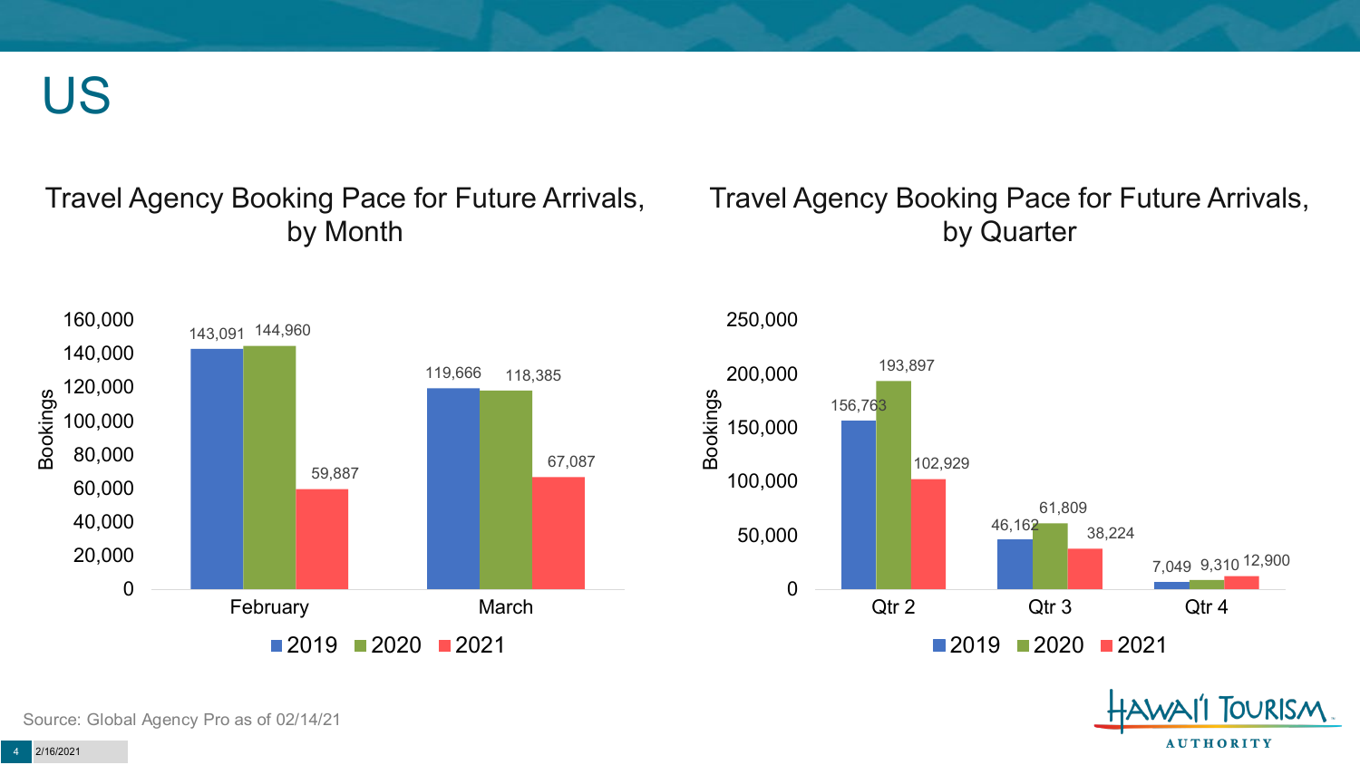# US

## Travel Agency Booking Pace for Future Arrivals, by Month

| Month | 2019 | 2020 | 2021 |
|---|---|---|---|
| February | 143,091 | 144,960 | 59,887 |
| March | 119,666 | 118,385 | 67,087 |

## Travel Agency Booking Pace for Future Arrivals, by Quarter

| Quarter | 2019 | 2020 | 2021 |
|---|---|---|---|
| Qtr 2 | 156,763 | 193,897 | 102,929 |
| Qtr 3 | 46,162 | 61,809 | 38,224 |
| Qtr 4 | 7,049 | 9,310 | 12,900 |

Source: Global Agency Pro as of 02/14/21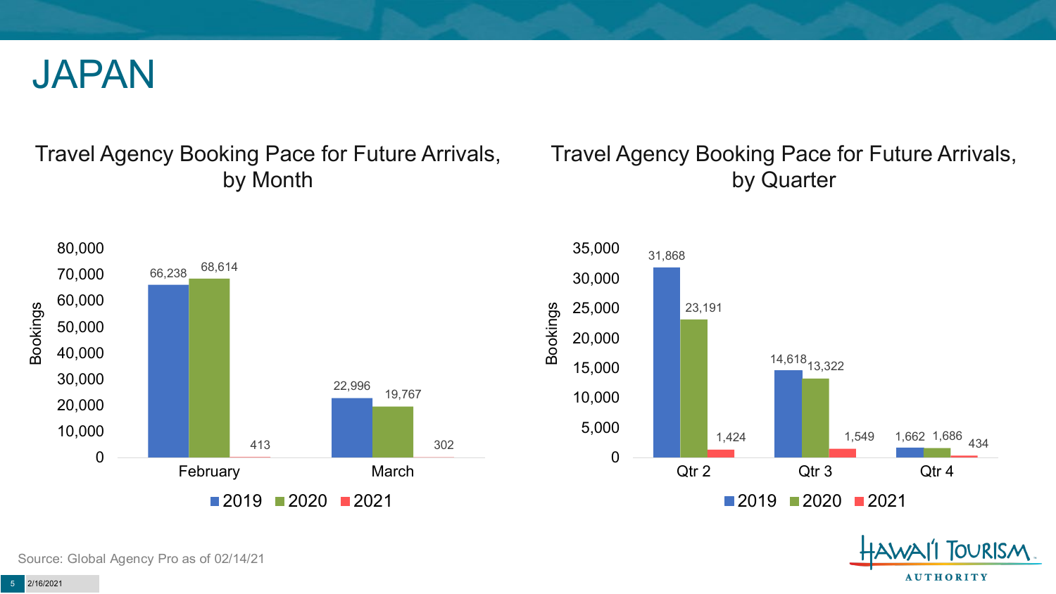# JAPAN

## Travel Agency Booking Pace for Future Arrivals, by Month

| Month | 2019 | 2020 | 2021 |
| --- | --- | --- | --- |
| February | 66,238 | 68,614 | 413 |
| March | 22,996 | 19,767 | 302 |

## Travel Agency Booking Pace for Future Arrivals, by Quarter

| Quarter | 2019 | 2020 | 2021 |
| --- | --- | --- | --- |
| Qtr 2 | 31,868 | 23,191 | 1,424 |
| Qtr 3 | 14,618 | 13,322 | 1,549 |
| Qtr 4 | 1,662 | 1,686 | 434 |

Source: Global Agency Pro as of 02/14/21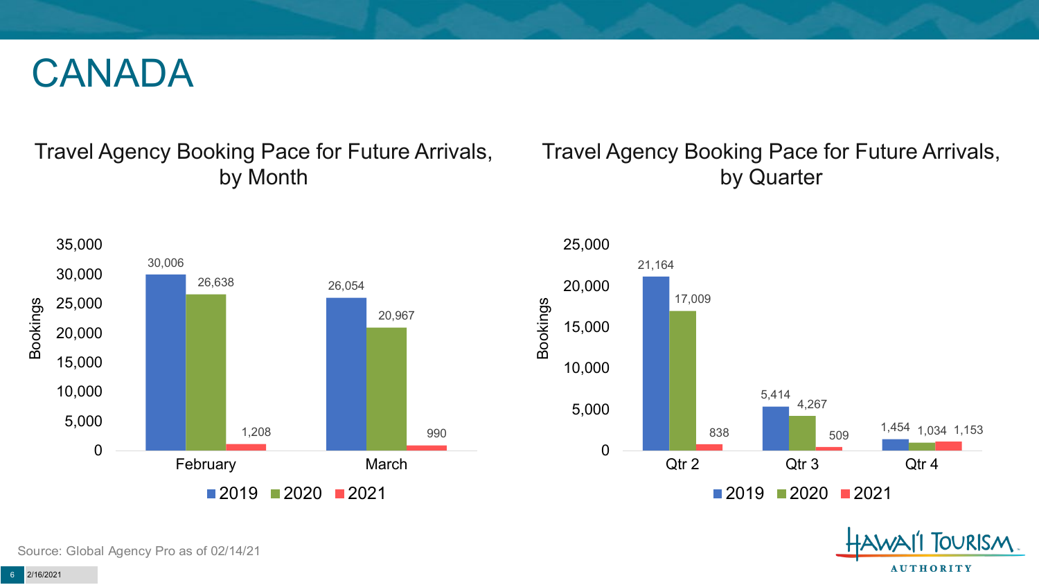# CANADA

## Travel Agency Booking Pace for Future Arrivals, by Month

| Month | 2019 | 2020 | 2021 |
|---|---|---|---|
| February | 30,006 | 26,638 | 1,208 |
| March | 26,054 | 20,967 | 990 |

## Travel Agency Booking Pace for Future Arrivals, by Quarter

| Quarter | 2019 | 2020 | 2021 |
|---|---|---|---|
| Qtr 2 | 21,164 | 17,009 | 838 |
| Qtr 3 | 5,414 | 4,267 | 509 |
| Qtr 4 | 1,454 | 1,034 | 1,153 |

Source: Global Agency Pro as of 02/14/21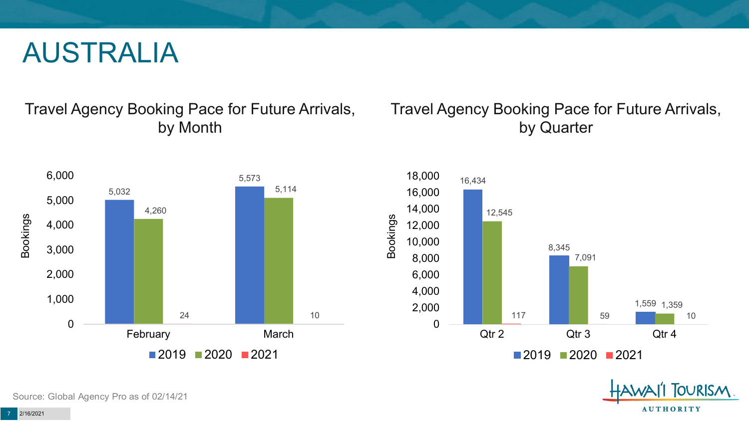# AUSTRALIA

## Travel Agency Booking Pace for Future Arrivals, by Month

| Month | 2019 | 2020 | 2021 |
|---|---|---|---|
| February | 5,032 | 4,260 | 24 |
| March | 5,573 | 5,114 | 10 |

## Travel Agency Booking Pace for Future Arrivals, by Quarter

| Quarter | 2019 | 2020 | 2021 |
|---|---|---|---|
| Qtr 2 | 16,434 | 12,545 | 117 |
| Qtr 3 | 8,345 | 7,091 | 59 |
| Qtr 4 | 1,559 | 1,359 | 10 |

Source: Global Agency Pro as of 02/14/21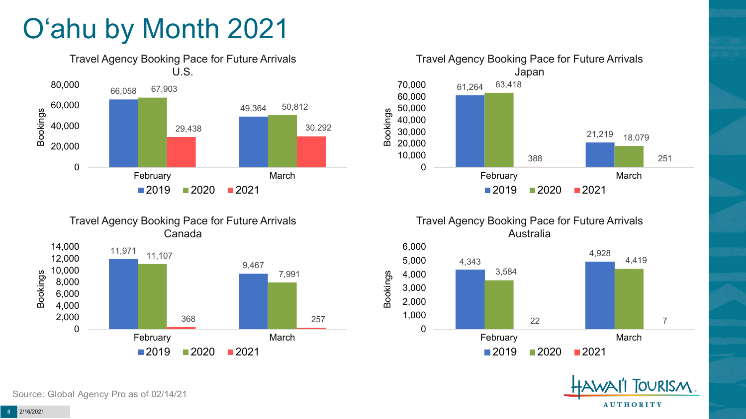# O'ahu by Month 2021

### Travel Agency Booking Pace for Future Arrivals U.S.

| Month | 2019 | 2020 | 2021 |
|---|---|---|---|
| February | 66,058 | 67,903 | 29,438 |
| March | 49,364 | 50,812 | 30,292 |

### Travel Agency Booking Pace for Future Arrivals Japan

| Month | 2019 | 2020 | 2021 |
|---|---|---|---|
| February | 61,264 | 63,418 | 388 |
| March | 21,219 | 18,079 | 251 |

### Travel Agency Booking Pace for Future Arrivals Canada

| Month | 2019 | 2020 | 2021 |
|---|---|---|---|
| February | 11,971 | 11,107 | 368 |
| March | 9,467 | 7,991 | 257 |

### Travel Agency Booking Pace for Future Arrivals Australia

| Month | 2019 | 2020 | 2021 |
|---|---|---|---|
| February | 4,343 | 3,584 | 22 |
| March | 4,928 | 4,419 | 7 |

Source: Global Agency Pro as of 02/14/21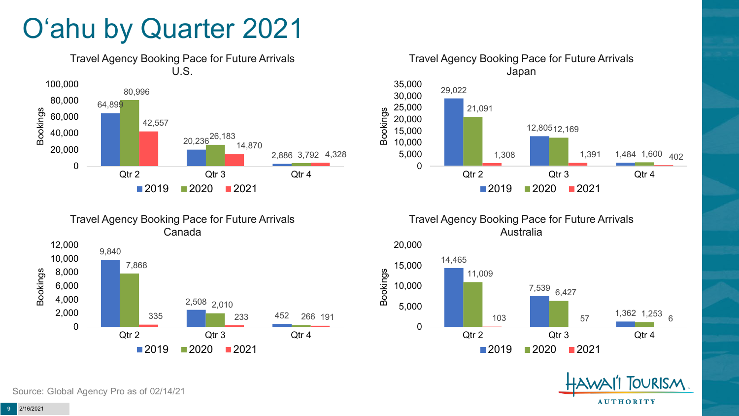# O'ahu by Quarter 2021

### Travel Agency Booking Pace for Future Arrivals U.S.

| Bookings | 2019 | 2020 | 2021 |
|---|---|---|---|
| Qtr 2 | 64,899 | 80,996 | 42,557 |
| Qtr 3 | 20,236 | 26,183 | 14,870 |
| Qtr 4 | 2,886 | 3,792 | 4,328 |

### Travel Agency Booking Pace for Future Arrivals Japan

| Bookings | 2019 | 2020 | 2021 |
|---|---|---|---|
| Qtr 2 | 29,022 | 21,091 | 1,308 |
| Qtr 3 | 12,805 | 12,169 | 1,391 |
| Qtr 4 | 1,484 | 1,600 | 402 |

### Travel Agency Booking Pace for Future Arrivals Canada

| Bookings | 2019 | 2020 | 2021 |
|---|---|---|---|
| Qtr 2 | 9,840 | 7,868 | 335 |
| Qtr 3 | 2,508 | 2,010 | 233 |
| Qtr 4 | 452 | 266 | 191 |

### Travel Agency Booking Pace for Future Arrivals Australia

| Bookings | 2019 | 2020 | 2021 |
|---|---|---|---|
| Qtr 2 | 14,465 | 11,009 | 103 |
| Qtr 3 | 7,539 | 6,427 | 57 |
| Qtr 4 | 1,362 | 1,253 | 6 |

Source: Global Agency Pro as of 02/14/21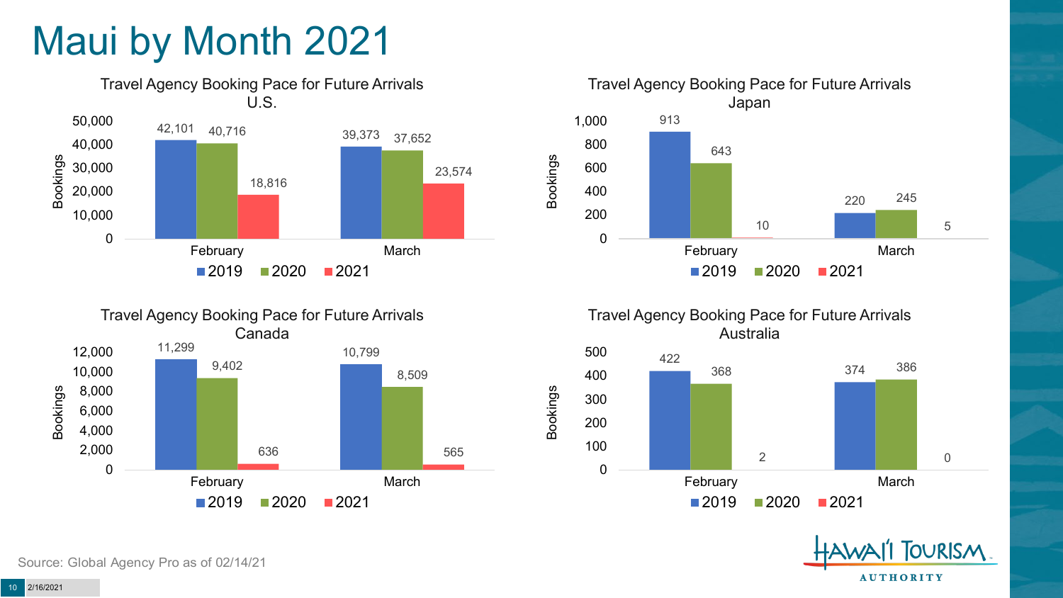# Maui by Month 2021

### Travel Agency Booking Pace for Future Arrivals U.S.

| | 2019 | 2020 | 2021 |
|---|---|---|---|
| February | 42,101 | 40,716 | 18,816 |
| March | 39,373 | 37,652 | 23,574 |

### Travel Agency Booking Pace for Future Arrivals Japan

| | 2019 | 2020 | 2021 |
|---|---|---|---|
| February | 913 | 643 | 10 |
| March | 220 | 245 | 5 |

### Travel Agency Booking Pace for Future Arrivals Canada

| | 2019 | 2020 | 2021 |
|---|---|---|---|
| February | 11,299 | 9,402 | 636 |
| March | 10,799 | 8,509 | 565 |

### Travel Agency Booking Pace for Future Arrivals Australia

| | 2019 | 2020 | 2021 |
|---|---|---|---|
| February | 422 | 368 | 2 |
| March | 374 | 386 | 0 |

Source: Global Agency Pro as of 02/14/21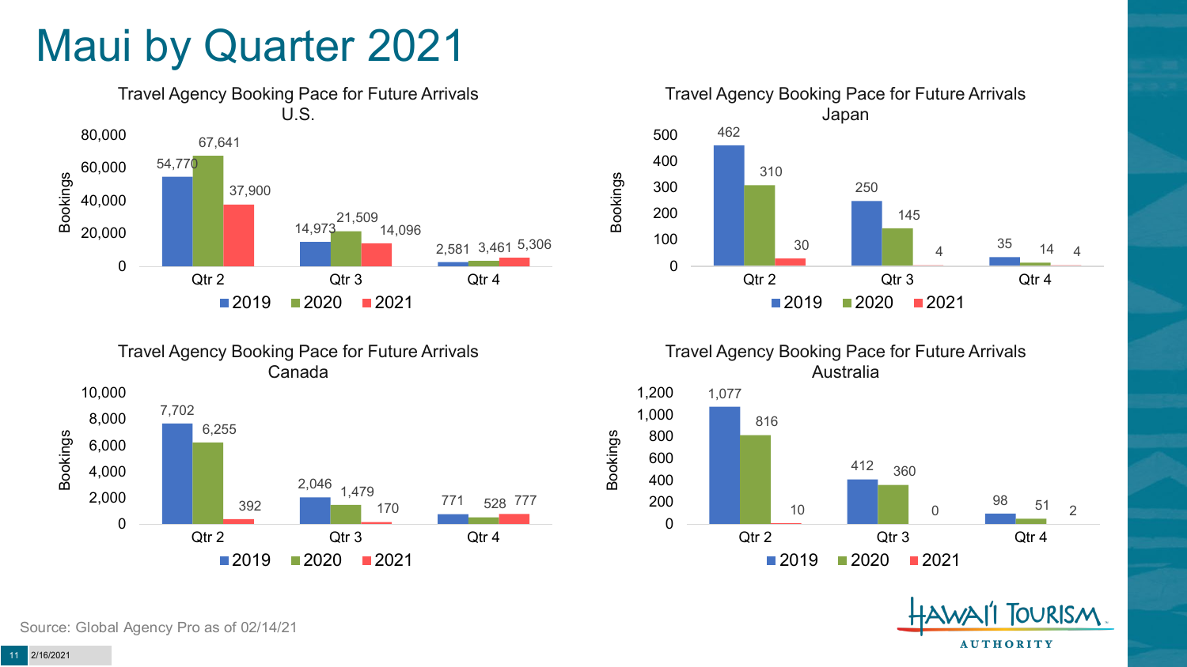# Maui by Quarter 2021

**Travel Agency Booking Pace for Future Arrivals U.S.**

| Bookings | 2019 | 2020 | 2021 |
|---|---|---|---|
| Qtr 2 | 54,770 | 67,641 | 37,900 |
| Qtr 3 | 14,973 | 21,509 | 14,096 |
| Qtr 4 | 2,581 | 3,461 | 5,306 |

**Travel Agency Booking Pace for Future Arrivals Japan**

| Bookings | 2019 | 2020 | 2021 |
|---|---|---|---|
| Qtr 2 | 462 | 310 | 30 |
| Qtr 3 | 250 | 145 | 4 |
| Qtr 4 | 35 | 14 | 4 |

**Travel Agency Booking Pace for Future Arrivals Canada**

| Bookings | 2019 | 2020 | 2021 |
|---|---|---|---|
| Qtr 2 | 7,702 | 6,255 | 392 |
| Qtr 3 | 2,046 | 1,479 | 170 |
| Qtr 4 | 771 | 528 | 777 |

**Travel Agency Booking Pace for Future Arrivals Australia**

| Bookings | 2019 | 2020 | 2021 |
|---|---|---|---|
| Qtr 2 | 1,077 | 816 | 10 |
| Qtr 3 | 412 | 360 | 0 |
| Qtr 4 | 98 | 51 | 2 |

Source: Global Agency Pro as of 02/14/21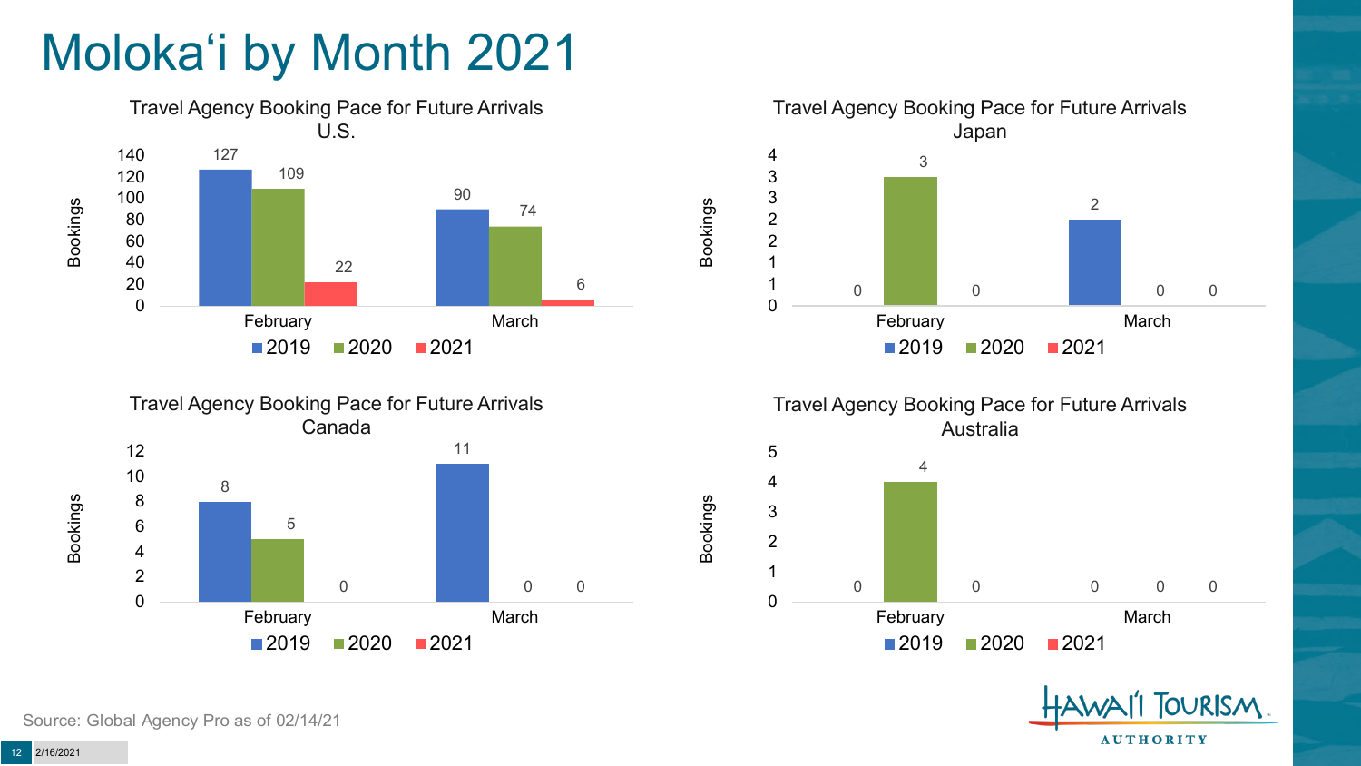# Molokaʻi by Month 2021

### Travel Agency Booking Pace for Future Arrivals U.S.

| Month | 2019 | 2020 | 2021 |
|---|---|---|---|
| February | 127 | 109 | 22 |
| March | 90 | 74 | 6 |

### Travel Agency Booking Pace for Future Arrivals Japan

| Month | 2019 | 2020 | 2021 |
|---|---|---|---|
| February | 0 | 3 | 0 |
| March | 2 | 0 | 0 |

### Travel Agency Booking Pace for Future Arrivals Canada

| Month | 2019 | 2020 | 2021 |
|---|---|---|---|
| February | 8 | 5 | 0 |
| March | 11 | 0 | 0 |

### Travel Agency Booking Pace for Future Arrivals Australia

| Month | 2019 | 2020 | 2021 |
|---|---|---|---|
| February | 0 | 4 | 0 |
| March | 0 | 0 | 0 |

Source: Global Agency Pro as of 02/14/21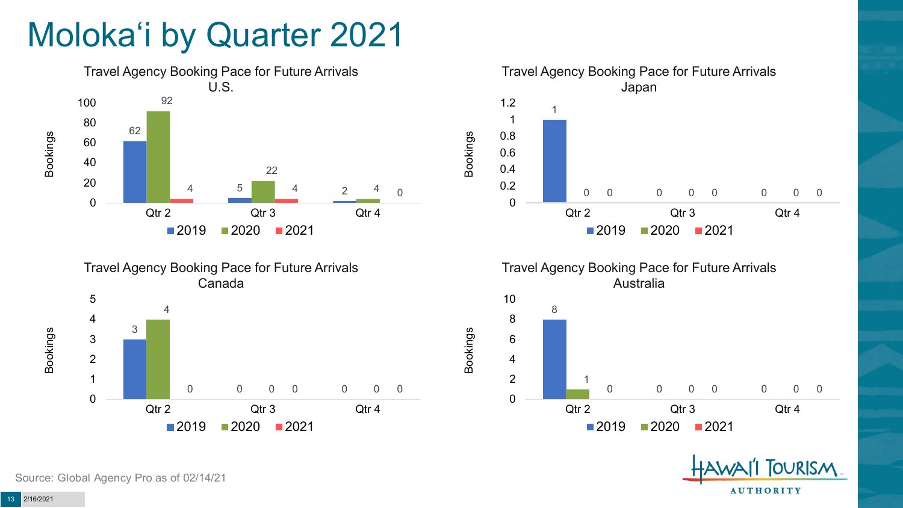# Molokaʻi by Quarter 2021

### Travel Agency Booking Pace for Future Arrivals U.S.

| Bookings | 2019 | 2020 | 2021 |
|---|---|---|---|
| Qtr 2 | 62 | 92 | 4 |
| Qtr 3 | 5 | 22 | 4 |
| Qtr 4 | 2 | 4 | 0 |

### Travel Agency Booking Pace for Future Arrivals Japan

| Bookings | 2019 | 2020 | 2021 |
|---|---|---|---|
| Qtr 2 | 1 | 0 | 0 |
| Qtr 3 | 0 | 0 | 0 |
| Qtr 4 | 0 | 0 | 0 |

### Travel Agency Booking Pace for Future Arrivals Canada

| Bookings | 2019 | 2020 | 2021 |
|---|---|---|---|
| Qtr 2 | 3 | 4 | 0 |
| Qtr 3 | 0 | 0 | 0 |
| Qtr 4 | 0 | 0 | 0 |

### Travel Agency Booking Pace for Future Arrivals Australia

| Bookings | 2019 | 2020 | 2021 |
|---|---|---|---|
| Qtr 2 | 8 | 1 | 0 |
| Qtr 3 | 0 | 0 | 0 |
| Qtr 4 | 0 | 0 | 0 |

Source: Global Agency Pro as of 02/14/21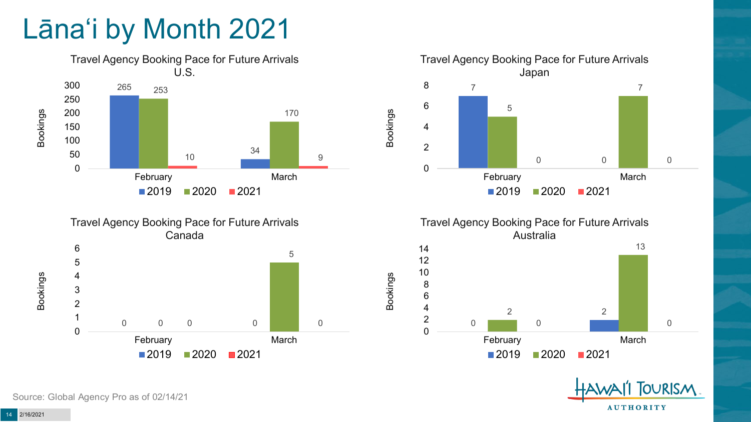# Lāna'i by Month 2021

### Travel Agency Booking Pace for Future Arrivals U.S.

| Bookings | 2019 | 2020 | 2021 |
|---|---|---|---|
| February | 265 | 253 | 10 |
| March | 34 | 170 | 9 |

### Travel Agency Booking Pace for Future Arrivals Japan

| Bookings | 2019 | 2020 | 2021 |
|---|---|---|---|
| February | 7 | 5 | 0 |
| March | 0 | 7 | 0 |

### Travel Agency Booking Pace for Future Arrivals Canada

| Bookings | 2019 | 2020 | 2021 |
|---|---|---|---|
| February | 0 | 0 | 0 |
| March | 0 | 5 | 0 |

### Travel Agency Booking Pace for Future Arrivals Australia

| Bookings | 2019 | 2020 | 2021 |
|---|---|---|---|
| February | 0 | 2 | 0 |
| March | 2 | 13 | 0 |

Source: Global Agency Pro as of 02/14/21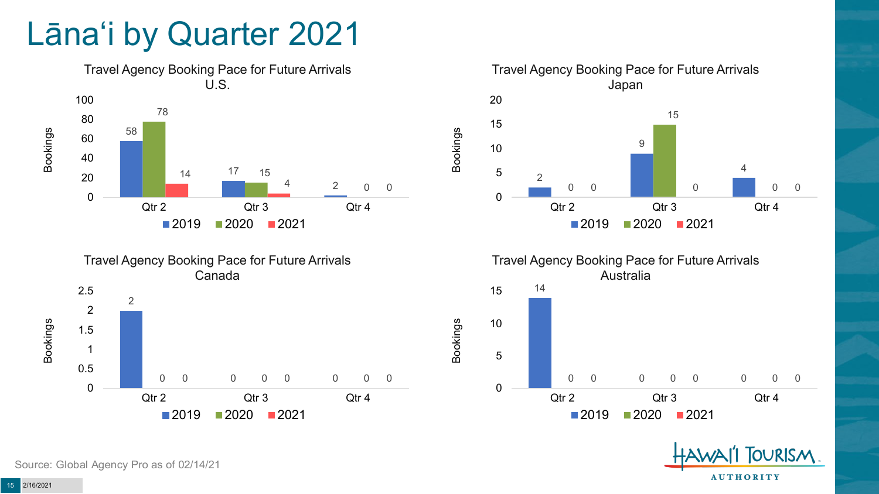# Lānaʻi by Quarter 2021

### Travel Agency Booking Pace for Future Arrivals U.S.

| Bookings | 2019 | 2020 | 2021 |
|---|---|---|---|
| Qtr 2 | 58 | 78 | 14 |
| Qtr 3 | 17 | 15 | 4 |
| Qtr 4 | 2 | 0 | 0 |

### Travel Agency Booking Pace for Future Arrivals Japan

| Bookings | 2019 | 2020 | 2021 |
|---|---|---|---|
| Qtr 2 | 2 | 0 | 0 |
| Qtr 3 | 9 | 15 | 0 |
| Qtr 4 | 4 | 0 | 0 |

### Travel Agency Booking Pace for Future Arrivals Canada

| Bookings | 2019 | 2020 | 2021 |
|---|---|---|---|
| Qtr 2 | 2 | 0 | 0 |
| Qtr 3 | 0 | 0 | 0 |
| Qtr 4 | 0 | 0 | 0 |

### Travel Agency Booking Pace for Future Arrivals Australia

| Bookings | 2019 | 2020 | 2021 |
|---|---|---|---|
| Qtr 2 | 14 | 0 | 0 |
| Qtr 3 | 0 | 0 | 0 |
| Qtr 4 | 0 | 0 | 0 |

Source: Global Agency Pro as of 02/14/21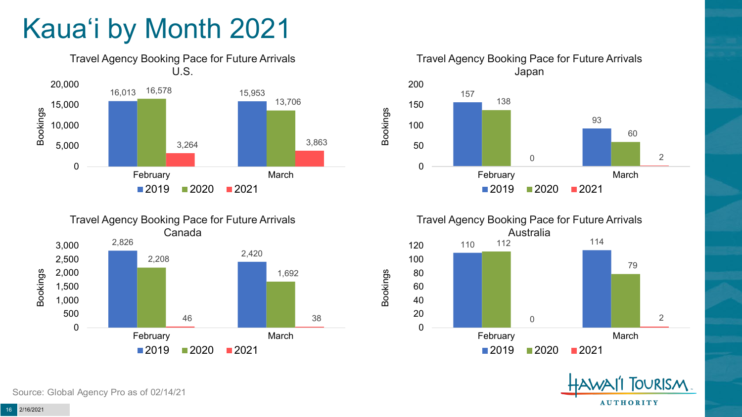# Kauaʻi by Month 2021

### Travel Agency Booking Pace for Future Arrivals U.S.

| Bookings | 2019 | 2020 | 2021 |
|---|---|---|---|
| February | 16,013 | 16,578 | 3,264 |
| March | 15,953 | 13,706 | 3,863 |

### Travel Agency Booking Pace for Future Arrivals Japan

| Bookings | 2019 | 2020 | 2021 |
|---|---|---|---|
| February | 157 | 138 | 0 |
| March | 93 | 60 | 2 |

### Travel Agency Booking Pace for Future Arrivals Canada

| Bookings | 2019 | 2020 | 2021 |
|---|---|---|---|
| February | 2,826 | 2,208 | 46 |
| March | 2,420 | 1,692 | 38 |

### Travel Agency Booking Pace for Future Arrivals Australia

| Bookings | 2019 | 2020 | 2021 |
|---|---|---|---|
| February | 110 | 112 | 0 |
| March | 114 | 79 | 2 |

Source: Global Agency Pro as of 02/14/21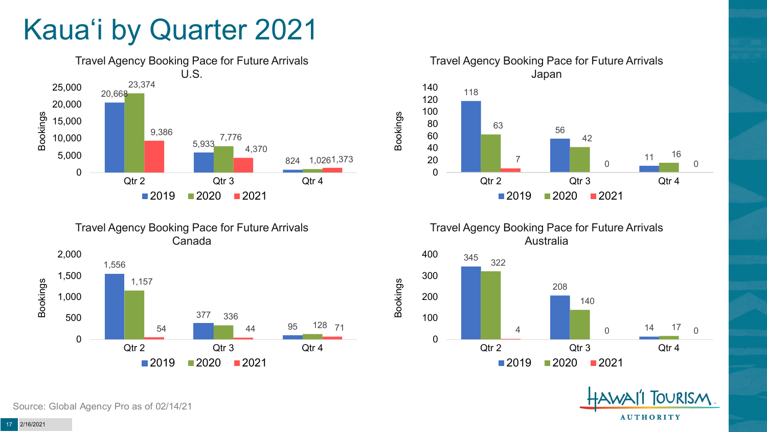# Kauaʻi by Quarter 2021

### Travel Agency Booking Pace for Future Arrivals U.S.

| Bookings | 2019 | 2020 | 2021 |
|---|---|---|---|
| Qtr 2 | 20,668 | 23,374 | 9,386 |
| Qtr 3 | 5,933 | 7,776 | 4,370 |
| Qtr 4 | 824 | 1,026 | 1,373 |

### Travel Agency Booking Pace for Future Arrivals Japan

| Bookings | 2019 | 2020 | 2021 |
|---|---|---|---|
| Qtr 2 | 118 | 63 | 7 |
| Qtr 3 | 56 | 42 | 0 |
| Qtr 4 | 11 | 16 | 0 |

### Travel Agency Booking Pace for Future Arrivals Canada

| Bookings | 2019 | 2020 | 2021 |
|---|---|---|---|
| Qtr 2 | 1,556 | 1,157 | 54 |
| Qtr 3 | 377 | 336 | 44 |
| Qtr 4 | 95 | 128 | 71 |

### Travel Agency Booking Pace for Future Arrivals Australia

| Bookings | 2019 | 2020 | 2021 |
|---|---|---|---|
| Qtr 2 | 345 | 322 | 4 |
| Qtr 3 | 208 | 140 | 0 |
| Qtr 4 | 14 | 17 | 0 |

Source: Global Agency Pro as of 02/14/21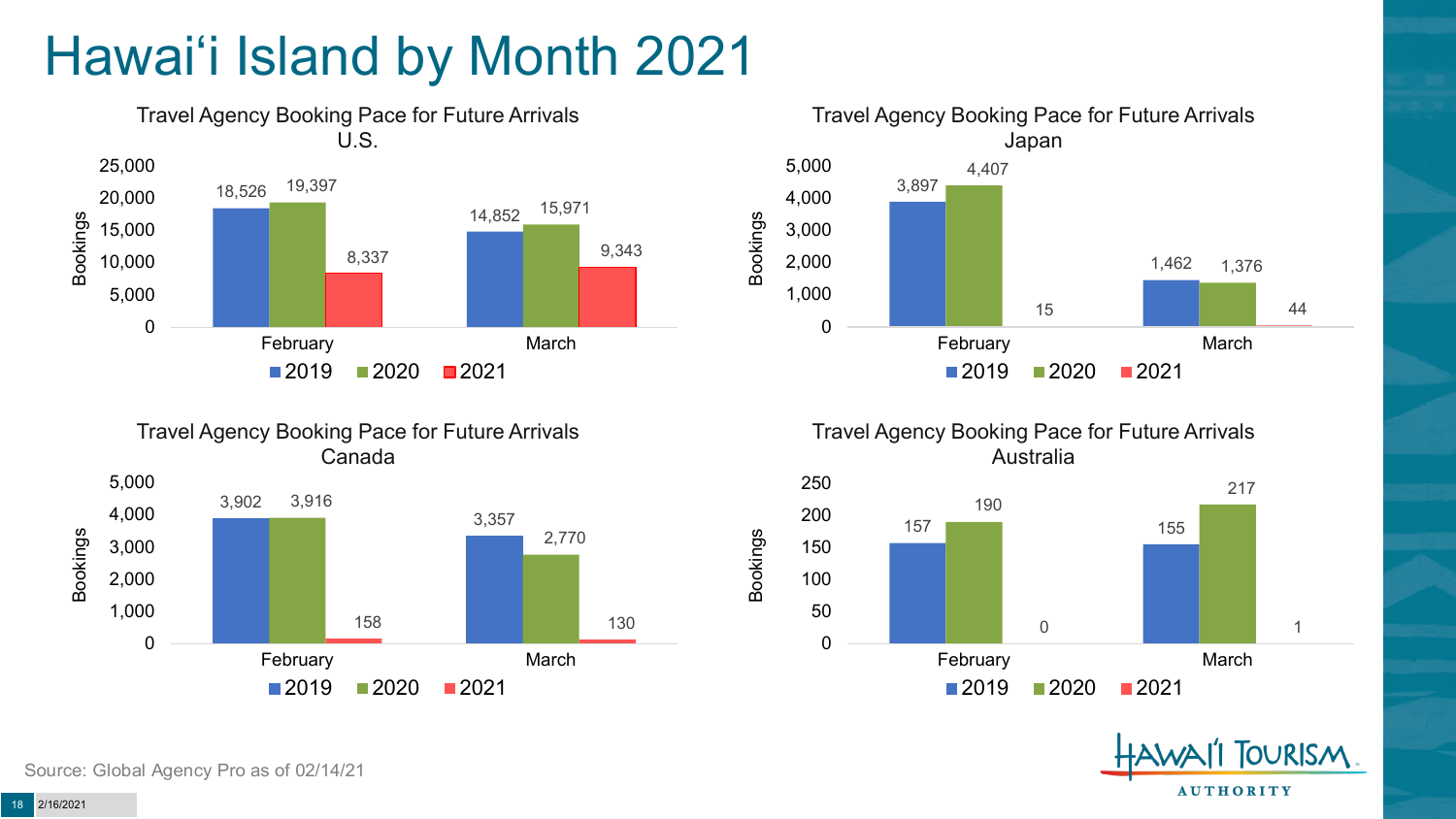# Hawai'i Island by Month 2021

### Travel Agency Booking Pace for Future Arrivals U.S.

| Month | 2019 | 2020 | 2021 |
|---|---|---|---|
| February | 18,526 | 19,397 | 8,337 |
| March | 14,852 | 15,971 | 9,343 |

### Travel Agency Booking Pace for Future Arrivals Japan

| Month | 2019 | 2020 | 2021 |
|---|---|---|---|
| February | 3,897 | 4,407 | 15 |
| March | 1,462 | 1,376 | 44 |

### Travel Agency Booking Pace for Future Arrivals Canada

| Month | 2019 | 2020 | 2021 |
|---|---|---|---|
| February | 3,902 | 3,916 | 158 |
| March | 3,357 | 2,770 | 130 |

### Travel Agency Booking Pace for Future Arrivals Australia

| Month | 2019 | 2020 | 2021 |
|---|---|---|---|
| February | 157 | 190 | 0 |
| March | 155 | 217 | 1 |

Source: Global Agency Pro as of 02/14/21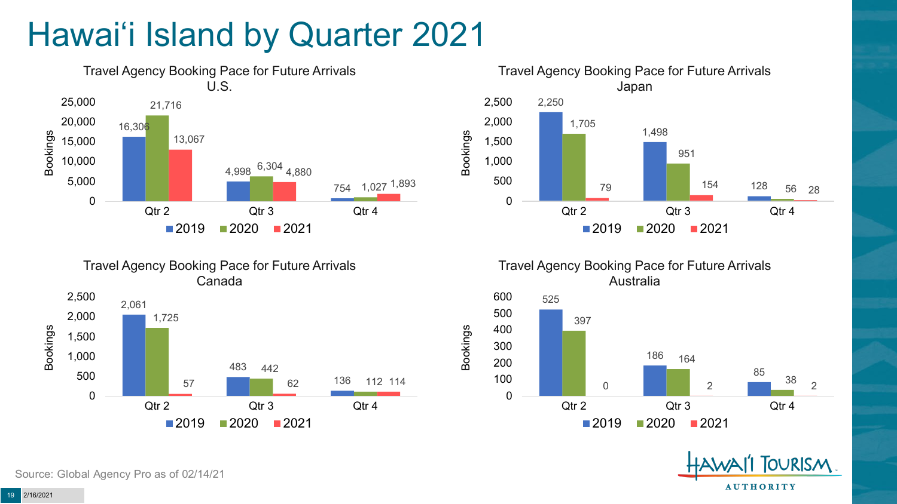# Hawai'i Island by Quarter 2021

Travel Agency Booking Pace for Future Arrivals
U.S.

Bookings

25,000
20,000
15,000
10,000
5,000
0

Qtr 2: 16,306 | 21,716 | 13,067
Qtr 3: 4,998 | 6,304 | 4,880
Qtr 4: 754 | 1,027 | 1,893

2019 2020 2021

Travel Agency Booking Pace for Future Arrivals
Japan

Bookings

2,500
2,000
1,500
1,000
500
0

Qtr 2: 2,250 | 1,705 | 79
Qtr 3: 1,498 | 951 | 154
Qtr 4: 128 | 56 | 28

2019 2020 2021

Travel Agency Booking Pace for Future Arrivals
Canada

Bookings

2,500
2,000
1,500
1,000
500
0

Qtr 2: 2,061 | 1,725 | 57
Qtr 3: 483 | 442 | 62
Qtr 4: 136 | 112 | 114

2019 2020 2021

Travel Agency Booking Pace for Future Arrivals
Australia

Bookings

600
500
400
300
200
100
0

Qtr 2: 525 | 397 | 0
Qtr 3: 186 | 164 | 2
Qtr 4: 85 | 38 | 2

2019 2020 2021

Source: Global Agency Pro as of 02/14/21

2/16/2021